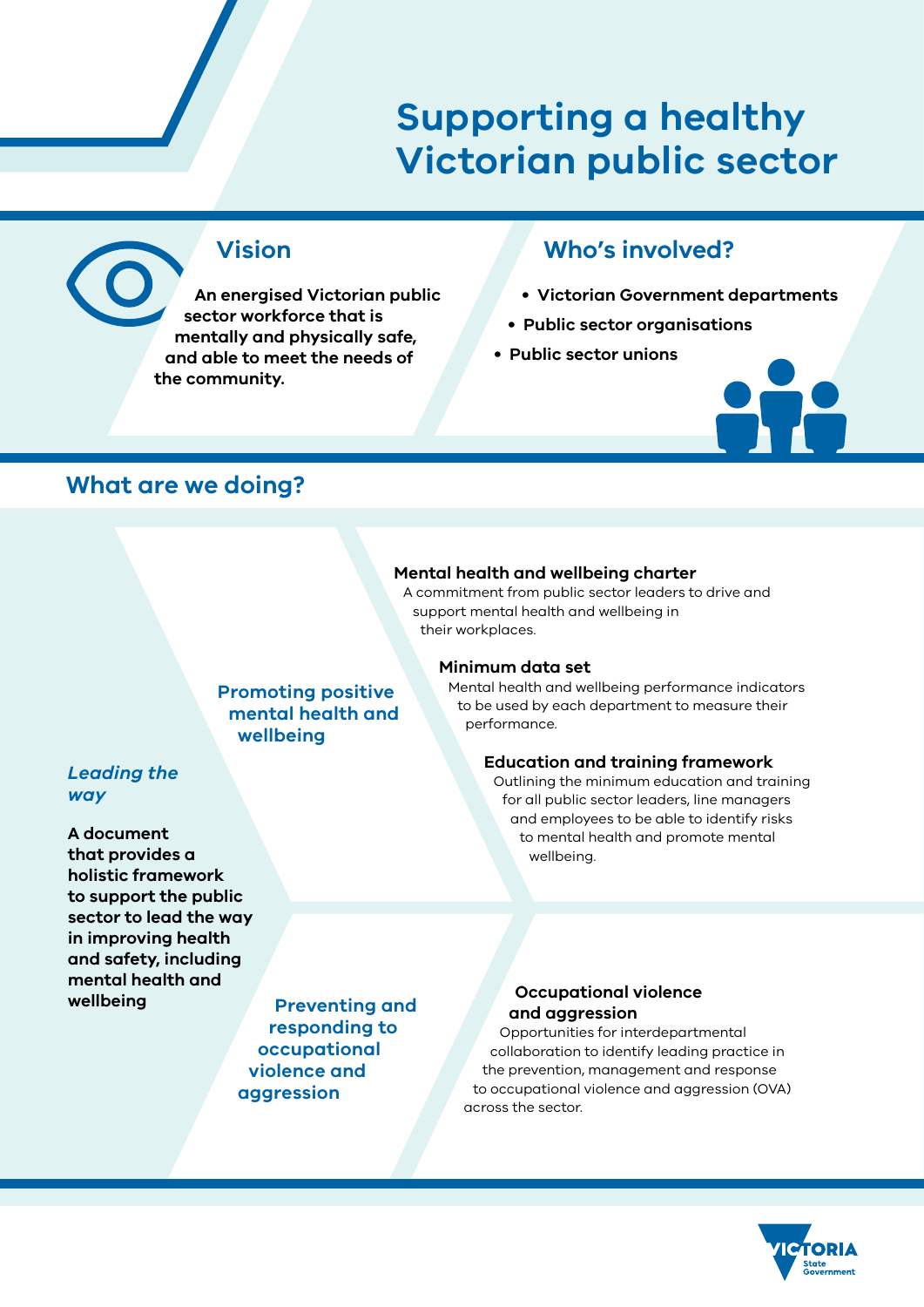# Supporting a healthy Victorian public sector

## Vision

**An energised Victorian public sector workforce that is mentally and physically safe, and able to meet the needs of the community.**

## Who's involved?

- **Victorian Government departments**
- **Public sector organisations**
- **Public sector unions**

## What are we doing?

### *Leading the way*

**A document that provides a holistic framework to support the public sector to lead the way in improving health and safety, including mental health and wellbeing**

### Promoting positive mental health and wellbeing

**Mental health and wellbeing charter**
A commitment from public sector leaders to drive and support mental health and wellbeing in their workplaces.

**Minimum data set**
Mental health and wellbeing performance indicators to be used by each department to measure their performance.

**Education and training framework**
Outlining the minimum education and training for all public sector leaders, line managers and employees to be able to identify risks to mental health and promote mental wellbeing.

### Preventing and responding to occupational violence and aggression

**Occupational violence and aggression**
Opportunities for interdepartmental collaboration to identify leading practice in the prevention, management and response to occupational violence and aggression (OVA) across the sector.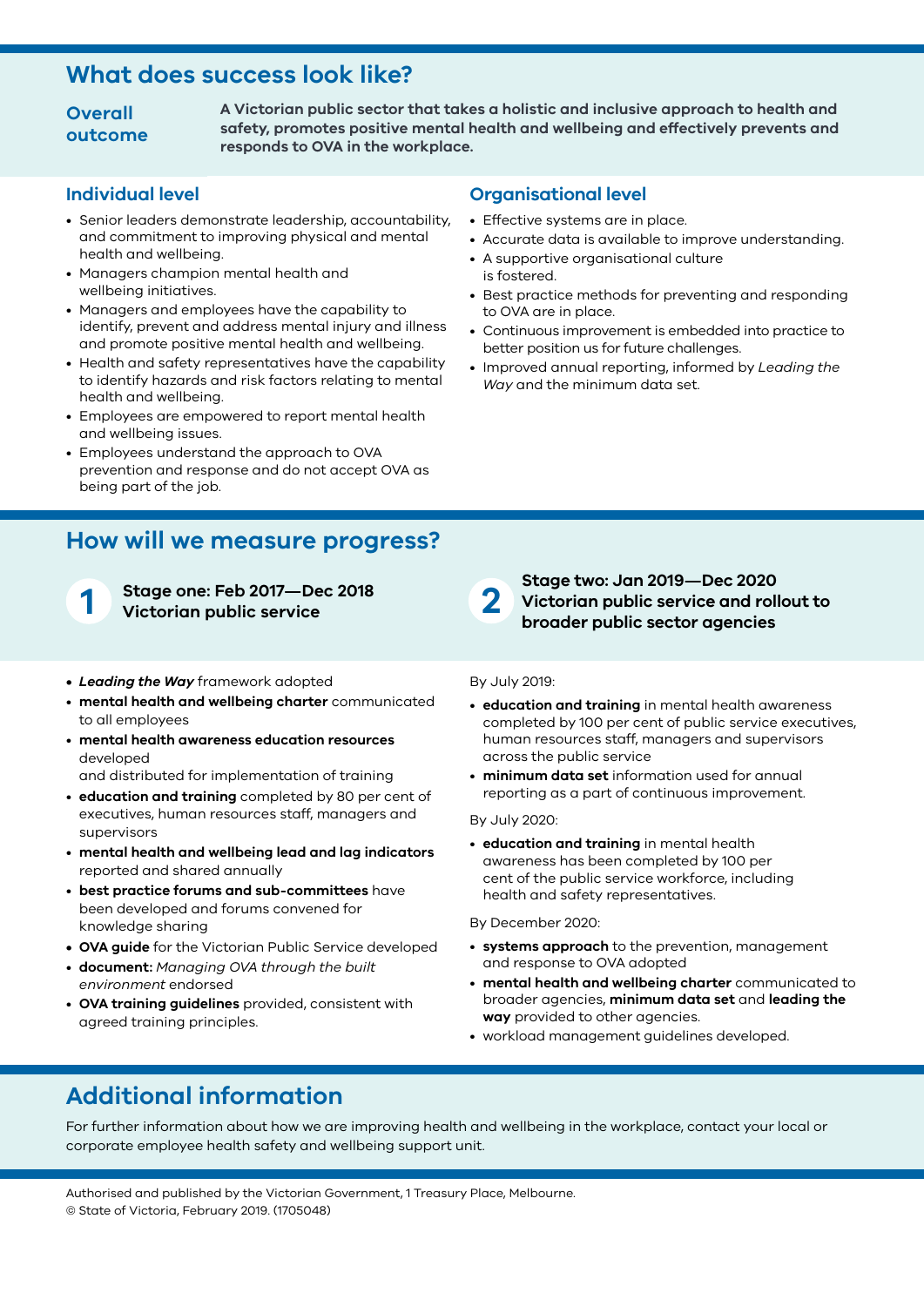## What does success look like?

### Overall outcome

**A Victorian public sector that takes a holistic and inclusive approach to health and safety, promotes positive mental health and wellbeing and effectively prevents and responds to OVA in the workplace.**

### Individual level

- Senior leaders demonstrate leadership, accountability, and commitment to improving physical and mental health and wellbeing.
- Managers champion mental health and wellbeing initiatives.
- Managers and employees have the capability to identify, prevent and address mental injury and illness and promote positive mental health and wellbeing.
- Health and safety representatives have the capability to identify hazards and risk factors relating to mental health and wellbeing.
- Employees are empowered to report mental health and wellbeing issues.
- Employees understand the approach to OVA prevention and response and do not accept OVA as being part of the job.

### Organisational level

- Effective systems are in place.
- Accurate data is available to improve understanding.
- A supportive organisational culture is fostered.
- Best practice methods for preventing and responding to OVA are in place.
- Continuous improvement is embedded into practice to better position us for future challenges.
- Improved annual reporting, informed by *Leading the Way* and the minimum data set.

## How will we measure progress?

### 1 Stage one: Feb 2017—Dec 2018 Victorian public service

- ***Leading the Way*** framework adopted
- **mental health and wellbeing charter** communicated to all employees
- **mental health awareness education resources** developed and distributed for implementation of training
- **education and training** completed by 80 per cent of executives, human resources staff, managers and supervisors
- **mental health and wellbeing lead and lag indicators** reported and shared annually
- **best practice forums and sub-committees** have been developed and forums convened for knowledge sharing
- **OVA guide** for the Victorian Public Service developed
- **document:** *Managing OVA through the built environment* endorsed
- **OVA training guidelines** provided, consistent with agreed training principles.

### 2 Stage two: Jan 2019—Dec 2020 Victorian public service and rollout to broader public sector agencies

By July 2019:

- **education and training** in mental health awareness completed by 100 per cent of public service executives, human resources staff, managers and supervisors across the public service
- **minimum data set** information used for annual reporting as a part of continuous improvement.

By July 2020:

- **education and training** in mental health awareness has been completed by 100 per cent of the public service workforce, including health and safety representatives.

By December 2020:

- **systems approach** to the prevention, management and response to OVA adopted
- **mental health and wellbeing charter** communicated to broader agencies, **minimum data set** and **leading the way** provided to other agencies.
- workload management guidelines developed.

## Additional information

For further information about how we are improving health and wellbeing in the workplace, contact your local or corporate employee health safety and wellbeing support unit.

Authorised and published by the Victorian Government, 1 Treasury Place, Melbourne.
© State of Victoria, February 2019. (1705048)